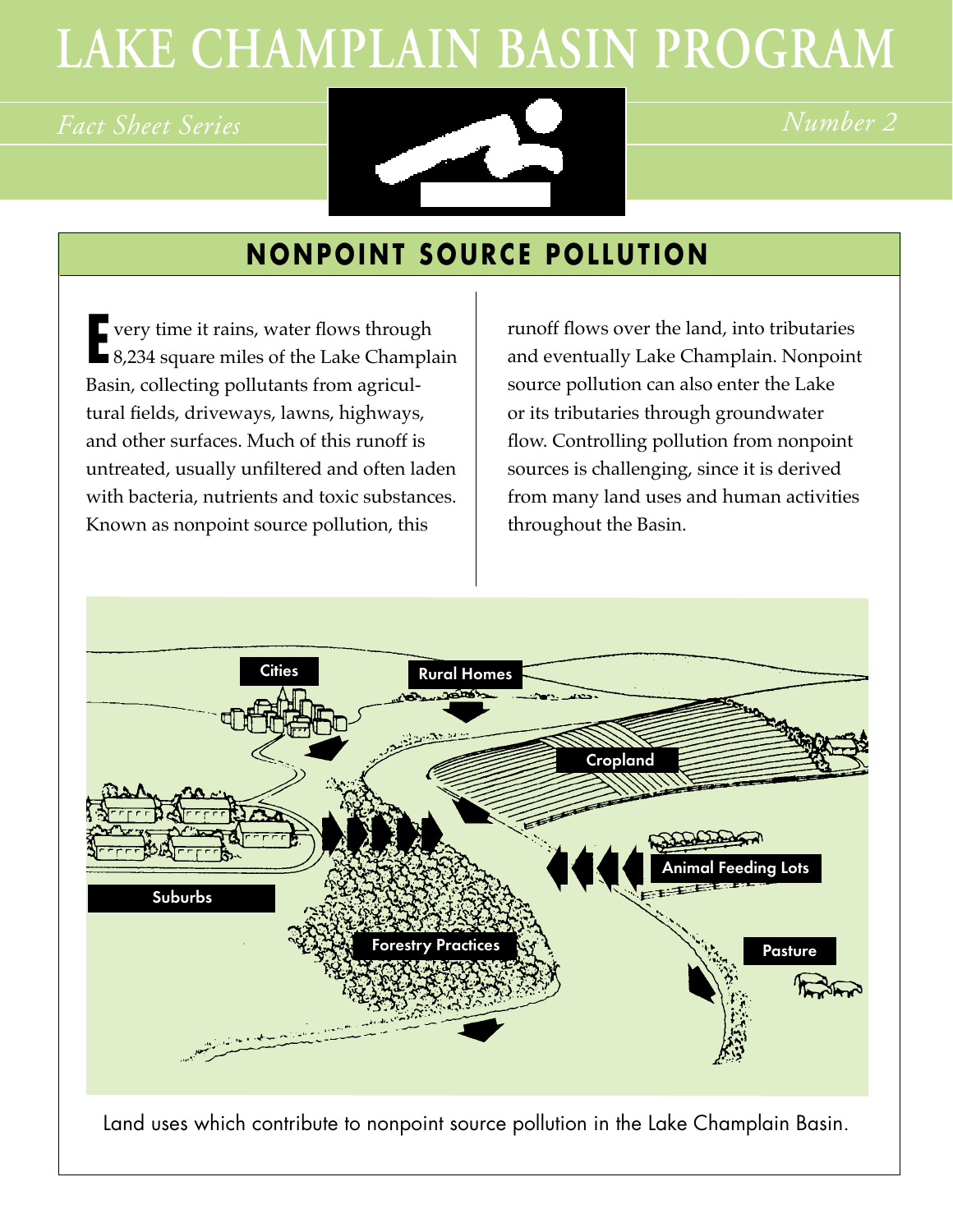# LAKE CHAMPLAIN BASIN PROGRAM

*Fact Sheet Series* *Number 2*

## NONPOINT SOURCE POLLUTION

Every time it rains, water flows through 8,234 square miles of the Lake Champlain Basin, collecting pollutants from agricultural fields, driveways, lawns, highways, and other surfaces. Much of this runoff is untreated, usually unfiltered and often laden with bacteria, nutrients and toxic substances. Known as nonpoint source pollution, this runoff flows over the land, into tributaries and eventually Lake Champlain. Nonpoint source pollution can also enter the Lake or its tributaries through groundwater flow. Controlling pollution from nonpoint sources is challenging, since it is derived from many land uses and human activities throughout the Basin.

Cities, Rural Homes, Cropland, Suburbs, Animal Feeding Lots, Forestry Practices, Pasture

Land uses which contribute to nonpoint source pollution in the Lake Champlain Basin.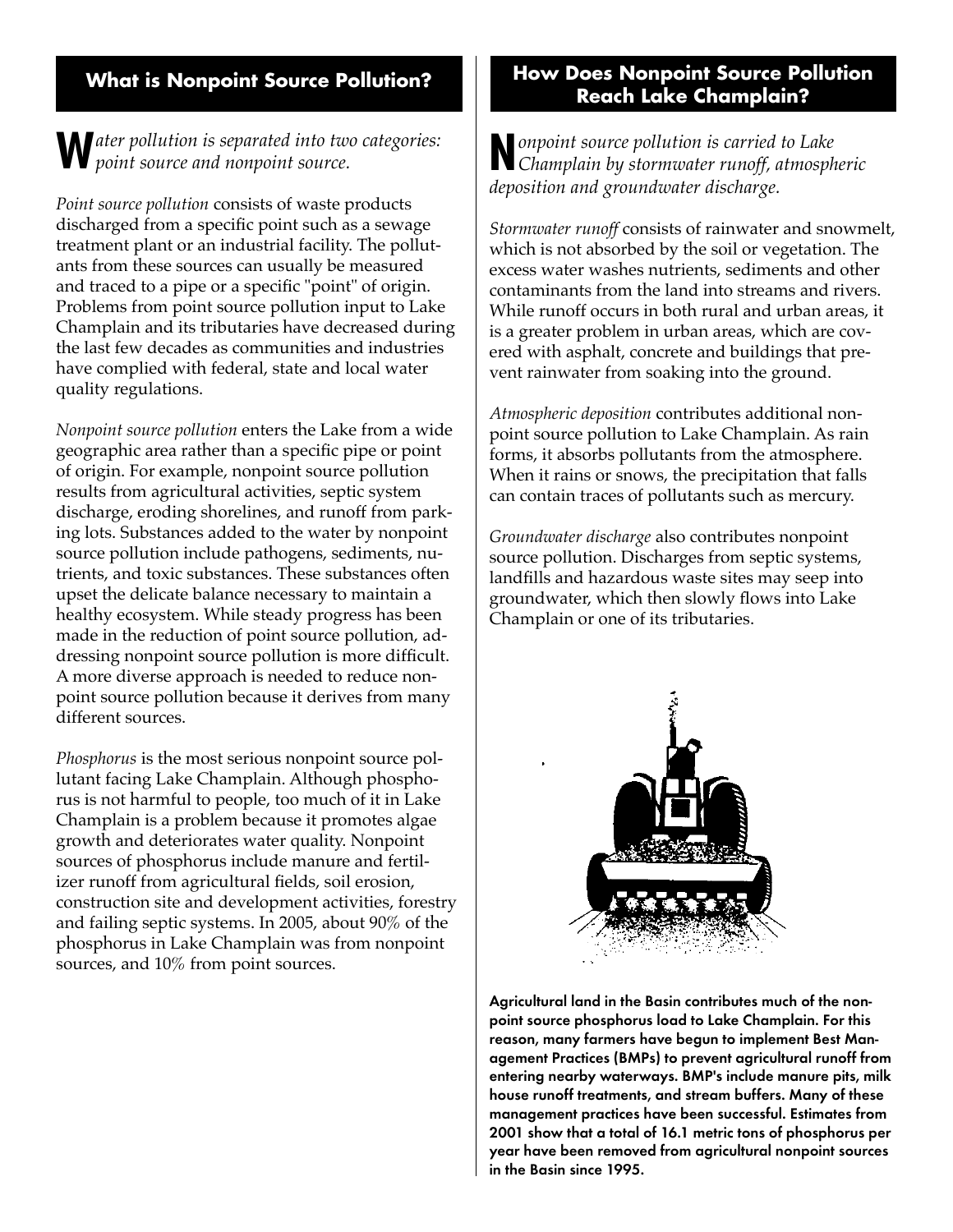## What is Nonpoint Source Pollution?

*Water pollution is separated into two categories: point source and nonpoint source.*

*Point source pollution* consists of waste products discharged from a specific point such as a sewage treatment plant or an industrial facility. The pollutants from these sources can usually be measured and traced to a pipe or a specific "point" of origin. Problems from point source pollution input to Lake Champlain and its tributaries have decreased during the last few decades as communities and industries have complied with federal, state and local water quality regulations.

*Nonpoint source pollution* enters the Lake from a wide geographic area rather than a specific pipe or point of origin. For example, nonpoint source pollution results from agricultural activities, septic system discharge, eroding shorelines, and runoff from parking lots. Substances added to the water by nonpoint source pollution include pathogens, sediments, nutrients, and toxic substances. These substances often upset the delicate balance necessary to maintain a healthy ecosystem. While steady progress has been made in the reduction of point source pollution, addressing nonpoint source pollution is more difficult. A more diverse approach is needed to reduce nonpoint source pollution because it derives from many different sources.

*Phosphorus* is the most serious nonpoint source pollutant facing Lake Champlain. Although phosphorus is not harmful to people, too much of it in Lake Champlain is a problem because it promotes algae growth and deteriorates water quality. Nonpoint sources of phosphorus include manure and fertilizer runoff from agricultural fields, soil erosion, construction site and development activities, forestry and failing septic systems. In 2005, about 90% of the phosphorus in Lake Champlain was from nonpoint sources, and 10% from point sources.

## How Does Nonpoint Source Pollution Reach Lake Champlain?

*Nonpoint source pollution is carried to Lake Champlain by stormwater runoff, atmospheric deposition and groundwater discharge.*

*Stormwater runoff* consists of rainwater and snowmelt, which is not absorbed by the soil or vegetation. The excess water washes nutrients, sediments and other contaminants from the land into streams and rivers. While runoff occurs in both rural and urban areas, it is a greater problem in urban areas, which are covered with asphalt, concrete and buildings that prevent rainwater from soaking into the ground.

*Atmospheric deposition* contributes additional nonpoint source pollution to Lake Champlain. As rain forms, it absorbs pollutants from the atmosphere. When it rains or snows, the precipitation that falls can contain traces of pollutants such as mercury.

*Groundwater discharge* also contributes nonpoint source pollution. Discharges from septic systems, landfills and hazardous waste sites may seep into groundwater, which then slowly flows into Lake Champlain or one of its tributaries.

**Agricultural land in the Basin contributes much of the nonpoint source phosphorus load to Lake Champlain. For this reason, many farmers have begun to implement Best Management Practices (BMPs) to prevent agricultural runoff from entering nearby waterways. BMP's include manure pits, milk house runoff treatments, and stream buffers. Many of these management practices have been successful. Estimates from 2001 show that a total of 16.1 metric tons of phosphorus per year have been removed from agricultural nonpoint sources in the Basin since 1995.**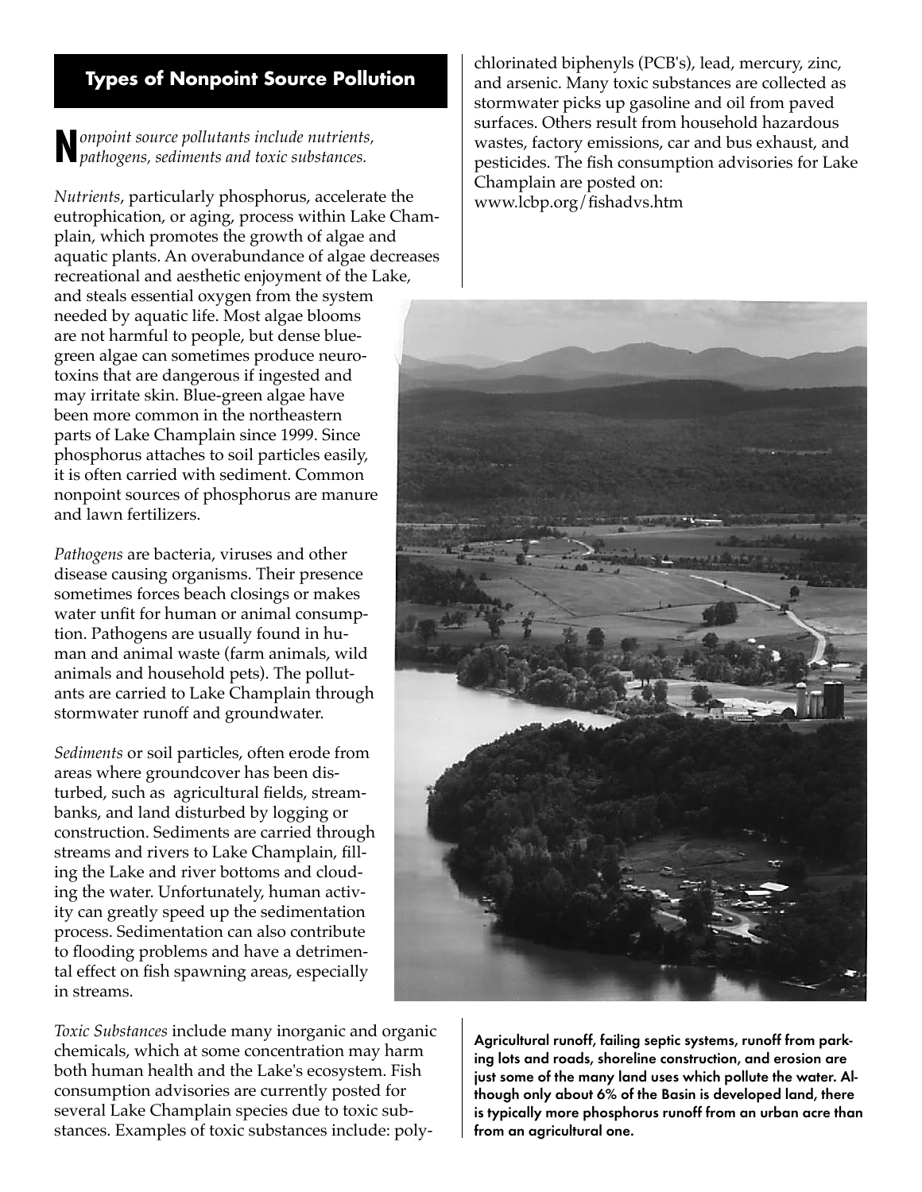## Types of Nonpoint Source Pollution

*Nonpoint source pollutants include nutrients, pathogens, sediments and toxic substances.*

*Nutrients*, particularly phosphorus, accelerate the eutrophication, or aging, process within Lake Champlain, which promotes the growth of algae and aquatic plants. An overabundance of algae decreases recreational and aesthetic enjoyment of the Lake, and steals essential oxygen from the system needed by aquatic life. Most algae blooms are not harmful to people, but dense blue-green algae can sometimes produce neurotoxins that are dangerous if ingested and may irritate skin. Blue-green algae have been more common in the northeastern parts of Lake Champlain since 1999. Since phosphorus attaches to soil particles easily, it is often carried with sediment. Common nonpoint sources of phosphorus are manure and lawn fertilizers.

*Pathogens* are bacteria, viruses and other disease causing organisms. Their presence sometimes forces beach closings or makes water unfit for human or animal consumption. Pathogens are usually found in human and animal waste (farm animals, wild animals and household pets). The pollutants are carried to Lake Champlain through stormwater runoff and groundwater.

*Sediments* or soil particles, often erode from areas where groundcover has been disturbed, such as agricultural fields, streambanks, and land disturbed by logging or construction. Sediments are carried through streams and rivers to Lake Champlain, filling the Lake and river bottoms and clouding the water. Unfortunately, human activity can greatly speed up the sedimentation process. Sedimentation can also contribute to flooding problems and have a detrimental effect on fish spawning areas, especially in streams.

*Toxic Substances* include many inorganic and organic chemicals, which at some concentration may harm both human health and the Lake's ecosystem. Fish consumption advisories are currently posted for several Lake Champlain species due to toxic substances. Examples of toxic substances include: polychlorinated biphenyls (PCB's), lead, mercury, zinc, and arsenic. Many toxic substances are collected as stormwater picks up gasoline and oil from paved surfaces. Others result from household hazardous wastes, factory emissions, car and bus exhaust, and pesticides. The fish consumption advisories for Lake Champlain are posted on: www.lcbp.org/fishadvs.htm

**Agricultural runoff, failing septic systems, runoff from parking lots and roads, shoreline construction, and erosion are just some of the many land uses which pollute the water. Although only about 6% of the Basin is developed land, there is typically more phosphorus runoff from an urban acre than from an agricultural one.**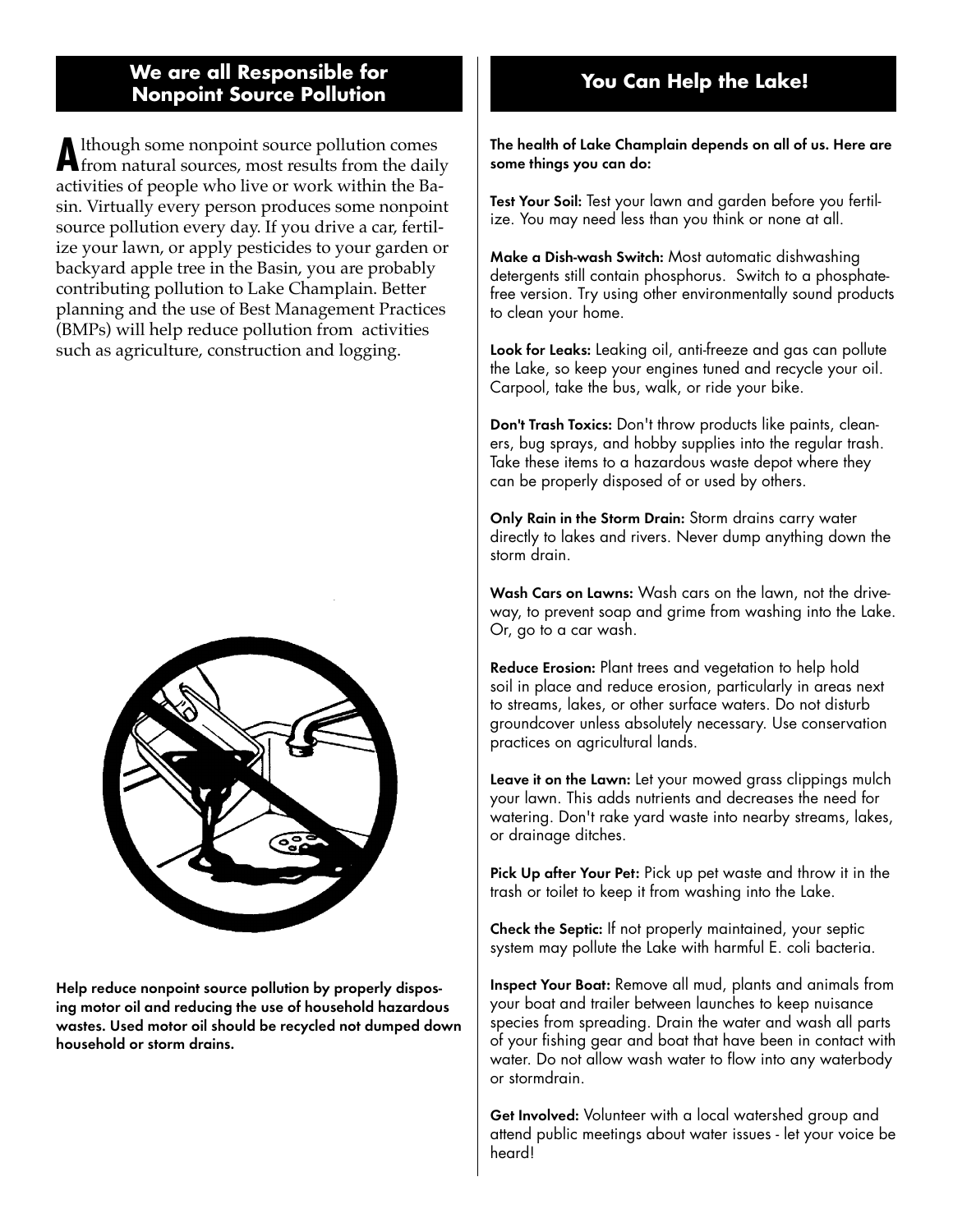## We are all Responsible for Nonpoint Source Pollution

Although some nonpoint source pollution comes from natural sources, most results from the daily activities of people who live or work within the Basin. Virtually every person produces some nonpoint source pollution every day. If you drive a car, fertilize your lawn, or apply pesticides to your garden or backyard apple tree in the Basin, you are probably contributing pollution to Lake Champlain. Better planning and the use of Best Management Practices (BMPs) will help reduce pollution from activities such as agriculture, construction and logging.

**Help reduce nonpoint source pollution by properly disposing motor oil and reducing the use of household hazardous wastes. Used motor oil should be recycled not dumped down household or storm drains.**

## You Can Help the Lake!

**The health of Lake Champlain depends on all of us. Here are some things you can do:**

**Test Your Soil:** Test your lawn and garden before you fertilize. You may need less than you think or none at all.

**Make a Dish-wash Switch:** Most automatic dishwashing detergents still contain phosphorus. Switch to a phosphate-free version. Try using other environmentally sound products to clean your home.

**Look for Leaks:** Leaking oil, anti-freeze and gas can pollute the Lake, so keep your engines tuned and recycle your oil. Carpool, take the bus, walk, or ride your bike.

**Don't Trash Toxics:** Don't throw products like paints, cleaners, bug sprays, and hobby supplies into the regular trash. Take these items to a hazardous waste depot where they can be properly disposed of or used by others.

**Only Rain in the Storm Drain:** Storm drains carry water directly to lakes and rivers. Never dump anything down the storm drain.

**Wash Cars on Lawns:** Wash cars on the lawn, not the driveway, to prevent soap and grime from washing into the Lake. Or, go to a car wash.

**Reduce Erosion:** Plant trees and vegetation to help hold soil in place and reduce erosion, particularly in areas next to streams, lakes, or other surface waters. Do not disturb groundcover unless absolutely necessary. Use conservation practices on agricultural lands.

**Leave it on the Lawn:** Let your mowed grass clippings mulch your lawn. This adds nutrients and decreases the need for watering. Don't rake yard waste into nearby streams, lakes, or drainage ditches.

**Pick Up after Your Pet:** Pick up pet waste and throw it in the trash or toilet to keep it from washing into the Lake.

**Check the Septic:** If not properly maintained, your septic system may pollute the Lake with harmful E. coli bacteria.

**Inspect Your Boat:** Remove all mud, plants and animals from your boat and trailer between launches to keep nuisance species from spreading. Drain the water and wash all parts of your fishing gear and boat that have been in contact with water. Do not allow wash water to flow into any waterbody or stormdrain.

**Get Involved:** Volunteer with a local watershed group and attend public meetings about water issues - let your voice be heard!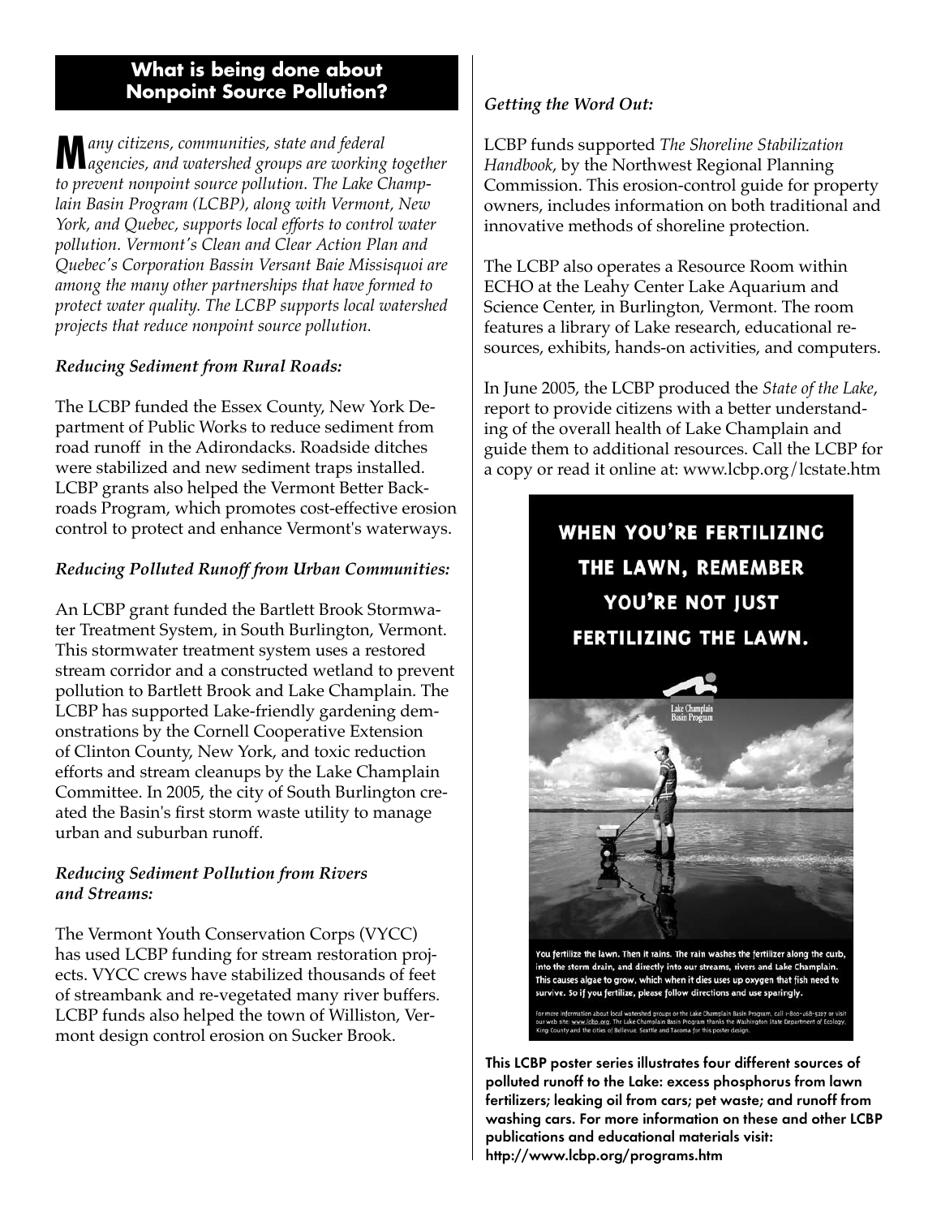## What is being done about Nonpoint Source Pollution?

*Many citizens, communities, state and federal agencies, and watershed groups are working together to prevent nonpoint source pollution. The Lake Champlain Basin Program (LCBP), along with Vermont, New York, and Quebec, supports local efforts to control water pollution. Vermont's Clean and Clear Action Plan and Quebec's Corporation Bassin Versant Baie Missisquoi are among the many other partnerships that have formed to protect water quality. The LCBP supports local watershed projects that reduce nonpoint source pollution.*

### *Reducing Sediment from Rural Roads:*

The LCBP funded the Essex County, New York Department of Public Works to reduce sediment from road runoff in the Adirondacks. Roadside ditches were stabilized and new sediment traps installed. LCBP grants also helped the Vermont Better Backroads Program, which promotes cost-effective erosion control to protect and enhance Vermont's waterways.

### *Reducing Polluted Runoff from Urban Communities:*

An LCBP grant funded the Bartlett Brook Stormwater Treatment System, in South Burlington, Vermont. This stormwater treatment system uses a restored stream corridor and a constructed wetland to prevent pollution to Bartlett Brook and Lake Champlain. The LCBP has supported Lake-friendly gardening demonstrations by the Cornell Cooperative Extension of Clinton County, New York, and toxic reduction efforts and stream cleanups by the Lake Champlain Committee. In 2005, the city of South Burlington created the Basin's first storm waste utility to manage urban and suburban runoff.

### *Reducing Sediment Pollution from Rivers and Streams:*

The Vermont Youth Conservation Corps (VYCC) has used LCBP funding for stream restoration projects. VYCC crews have stabilized thousands of feet of streambank and re-vegetated many river buffers. LCBP funds also helped the town of Williston, Vermont design control erosion on Sucker Brook.

### *Getting the Word Out:*

LCBP funds supported *The Shoreline Stabilization Handbook*, by the Northwest Regional Planning Commission. This erosion-control guide for property owners, includes information on both traditional and innovative methods of shoreline protection.

The LCBP also operates a Resource Room within ECHO at the Leahy Center Lake Aquarium and Science Center, in Burlington, Vermont. The room features a library of Lake research, educational resources, exhibits, hands-on activities, and computers.

In June 2005, the LCBP produced the *State of the Lake*, report to provide citizens with a better understanding of the overall health of Lake Champlain and guide them to additional resources. Call the LCBP for a copy or read it online at: www.lcbp.org/lcstate.htm

**WHEN YOU'RE FERTILIZING THE LAWN, REMEMBER YOU'RE NOT JUST FERTILIZING THE LAWN.**

Lake Champlain Basin Program

You fertilize the lawn. Then it rains. The rain washes the fertilizer along the curb, into the storm drain, and directly into our streams, rivers and Lake Champlain. This causes algae to grow, which when it dies uses up oxygen that fish need to survive. So if you fertilize, please follow directions and use sparingly.

For more information about local watershed groups or the Lake Champlain Basin Program, call 1-800-468-5227 or visit our web site: www.lcbp.org. The Lake Champlain Basin Program thanks the Washington State Department of Ecology, King County and the cities of Bellevue, Seattle and Tacoma for this poster design.

**This LCBP poster series illustrates four different sources of polluted runoff to the Lake: excess phosphorus from lawn fertilizers; leaking oil from cars; pet waste; and runoff from washing cars. For more information on these and other LCBP publications and educational materials visit: http://www.lcbp.org/programs.htm**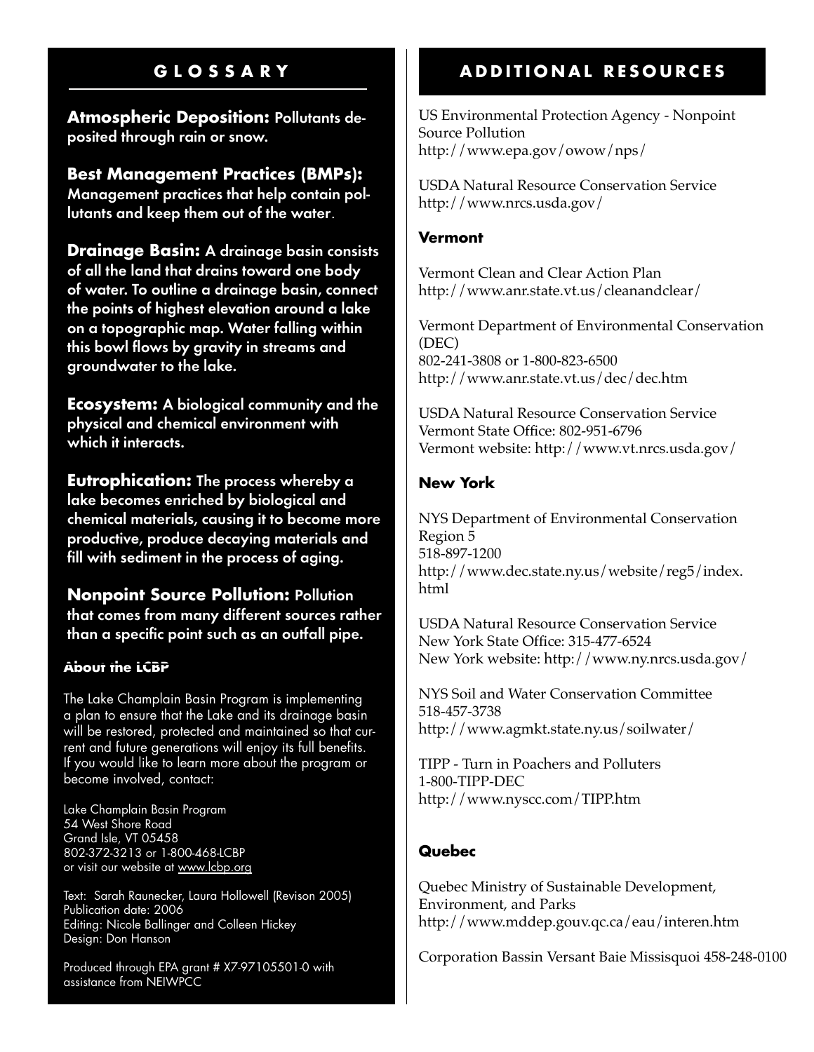## GLOSSARY

**Atmospheric Deposition:** Pollutants deposited through rain or snow.

**Best Management Practices (BMPs):** Management practices that help contain pollutants and keep them out of the water.

**Drainage Basin:** A drainage basin consists of all the land that drains toward one body of water. To outline a drainage basin, connect the points of highest elevation around a lake on a topographic map. Water falling within this bowl flows by gravity in streams and groundwater to the lake.

**Ecosystem:** A biological community and the physical and chemical environment with which it interacts.

**Eutrophication:** The process whereby a lake becomes enriched by biological and chemical materials, causing it to become more productive, produce decaying materials and fill with sediment in the process of aging.

**Nonpoint Source Pollution:** Pollution that comes from many different sources rather than a specific point such as an outfall pipe.

### About the LCBP

The Lake Champlain Basin Program is implementing a plan to ensure that the Lake and its drainage basin will be restored, protected and maintained so that current and future generations will enjoy its full benefits. If you would like to learn more about the program or become involved, contact:

Lake Champlain Basin Program
54 West Shore Road
Grand Isle, VT 05458
802-372-3213 or 1-800-468-LCBP
or visit our website at www.lcbp.org

Text: Sarah Raunecker, Laura Hollowell (Revison 2005)
Publication date: 2006
Editing: Nicole Ballinger and Colleen Hickey
Design: Don Hanson

Produced through EPA grant # X7-97105501-0 with assistance from NEIWPCC

## ADDITIONAL RESOURCES

US Environmental Protection Agency - Nonpoint Source Pollution
http://www.epa.gov/owow/nps/

USDA Natural Resource Conservation Service
http://www.nrcs.usda.gov/

### Vermont

Vermont Clean and Clear Action Plan
http://www.anr.state.vt.us/cleanandclear/

Vermont Department of Environmental Conservation (DEC)
802-241-3808 or 1-800-823-6500
http://www.anr.state.vt.us/dec/dec.htm

USDA Natural Resource Conservation Service
Vermont State Office: 802-951-6796
Vermont website: http://www.vt.nrcs.usda.gov/

### New York

NYS Department of Environmental Conservation Region 5
518-897-1200
http://www.dec.state.ny.us/website/reg5/index.html

USDA Natural Resource Conservation Service
New York State Office: 315-477-6524
New York website: http://www.ny.nrcs.usda.gov/

NYS Soil and Water Conservation Committee
518-457-3738
http://www.agmkt.state.ny.us/soilwater/

TIPP - Turn in Poachers and Polluters
1-800-TIPP-DEC
http://www.nyscc.com/TIPP.htm

### Quebec

Quebec Ministry of Sustainable Development, Environment, and Parks
http://www.mddep.gouv.qc.ca/eau/interen.htm

Corporation Bassin Versant Baie Missisquoi 458-248-0100